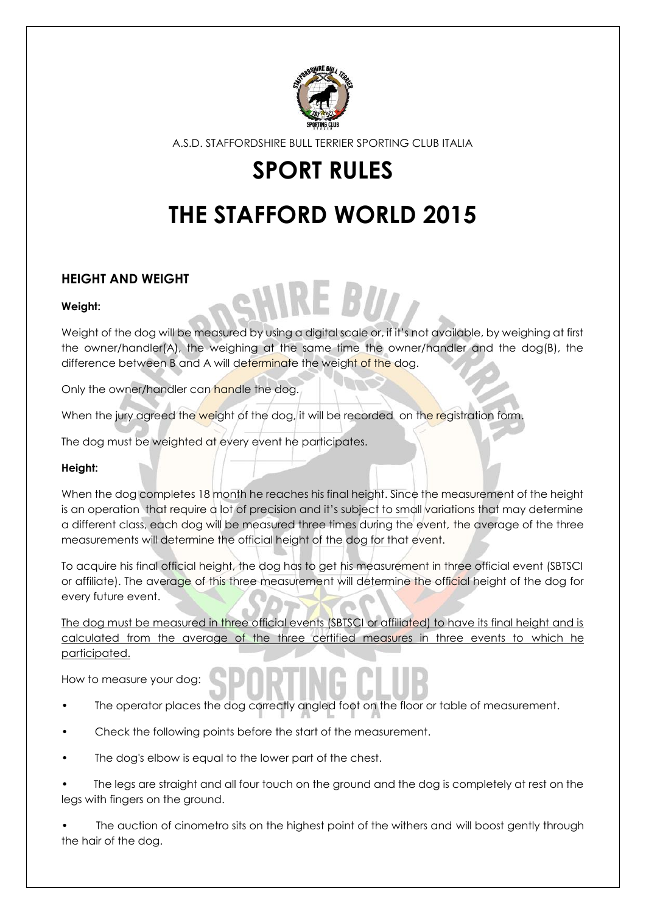A.S.D. STAFFORDSHIRE BULL TERRIER SPORTING CLUB ITALIA

# SPORT RULES

# THE STAFFORD WORLD 2015

## HEIGHT AND WEIGHT

**Weight:**

Weight of the dog will be measured by using a digital scale or, if it's not available, by weighing at first the owner/handler(A), the weighing at the same time the owner/handler and the dog(B), the difference between B and A will determinate the weight of the dog.

Only the owner/handler can handle the dog.

When the jury agreed the weight of the dog, it will be recorded on the registration form.

The dog must be weighted at every event he participates.

**Height:**

When the dog completes 18 month he reaches his final height. Since the measurement of the height is an operation that require a lot of precision and it's subject to small variations that may determine a different class, each dog will be measured three times during the event, the average of the three measurements will determine the official height of the dog for that event.

To acquire his final official height, the dog has to get his measurement in three official event (SBTSCI or affiliate). The average of this three measurement will determine the official height of the dog for every future event.

<u>The dog must be measured in three official events (SBTSCI or affiliated) to have its final height and is calculated from the average of the three certified measures in three events to which he participated.</u>

How to measure your dog:

- The operator places the dog correctly angled foot on the floor or table of measurement.
- Check the following points before the start of the measurement.
- The dog's elbow is equal to the lower part of the chest.
- The legs are straight and all four touch on the ground and the dog is completely at rest on the legs with fingers on the ground.
- The auction of cinometro sits on the highest point of the withers and will boost gently through the hair of the dog.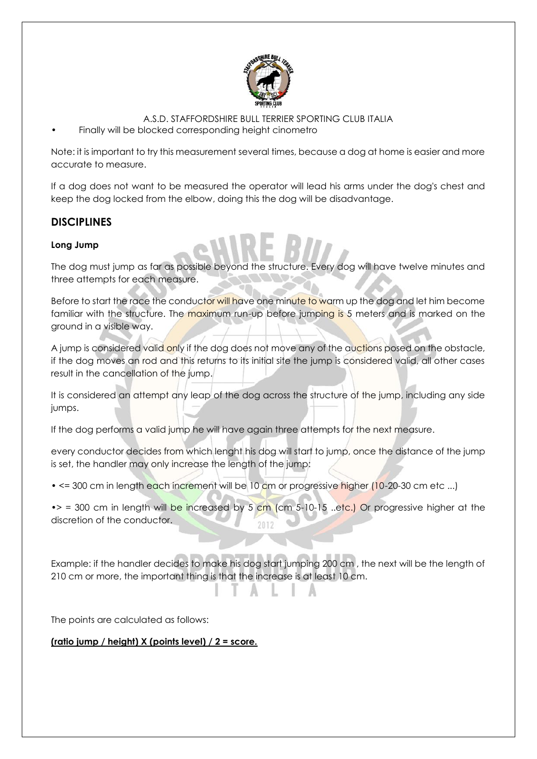- Finally will be blocked corresponding height cinometro

Note: it is important to try this measurement several times, because a dog at home is easier and more accurate to measure.

If a dog does not want to be measured the operator will lead his arms under the dog's chest and keep the dog locked from the elbow, doing this the dog will be disadvantage.

## DISCIPLINES

### Long Jump

The dog must jump as far as possible beyond the structure. Every dog will have twelve minutes and three attempts for each measure.

Before to start the race the conductor will have one minute to warm up the dog and let him become familiar with the structure. The maximum run-up before jumping is 5 meters and is marked on the ground in a visible way.

A jump is considered valid only if the dog does not move any of the auctions posed on the obstacle, if the dog moves an rod and this returns to its initial site the jump is considered valid, all other cases result in the cancellation of the jump.

It is considered an attempt any leap of the dog across the structure of the jump, including any side jumps.

If the dog performs a valid jump he will have again three attempts for the next measure.

every conductor decides from which lenght his dog will start to jump, once the distance of the jump is set, the handler may only increase the length of the jump:

- <= 300 cm in length each increment will be 10 cm or progressive higher (10-20-30 cm etc ...)
- > = 300 cm in length will be increased by 5 cm (cm 5-10-15 ..etc.) Or progressive higher at the discretion of the conductor.

Example: if the handler decides to make his dog start jumping 200 cm , the next will be the length of 210 cm or more, the important thing is that the increase is at least 10 cm.

The points are calculated as follows:

**(ratio jump / height) X (points level) / 2 = score.**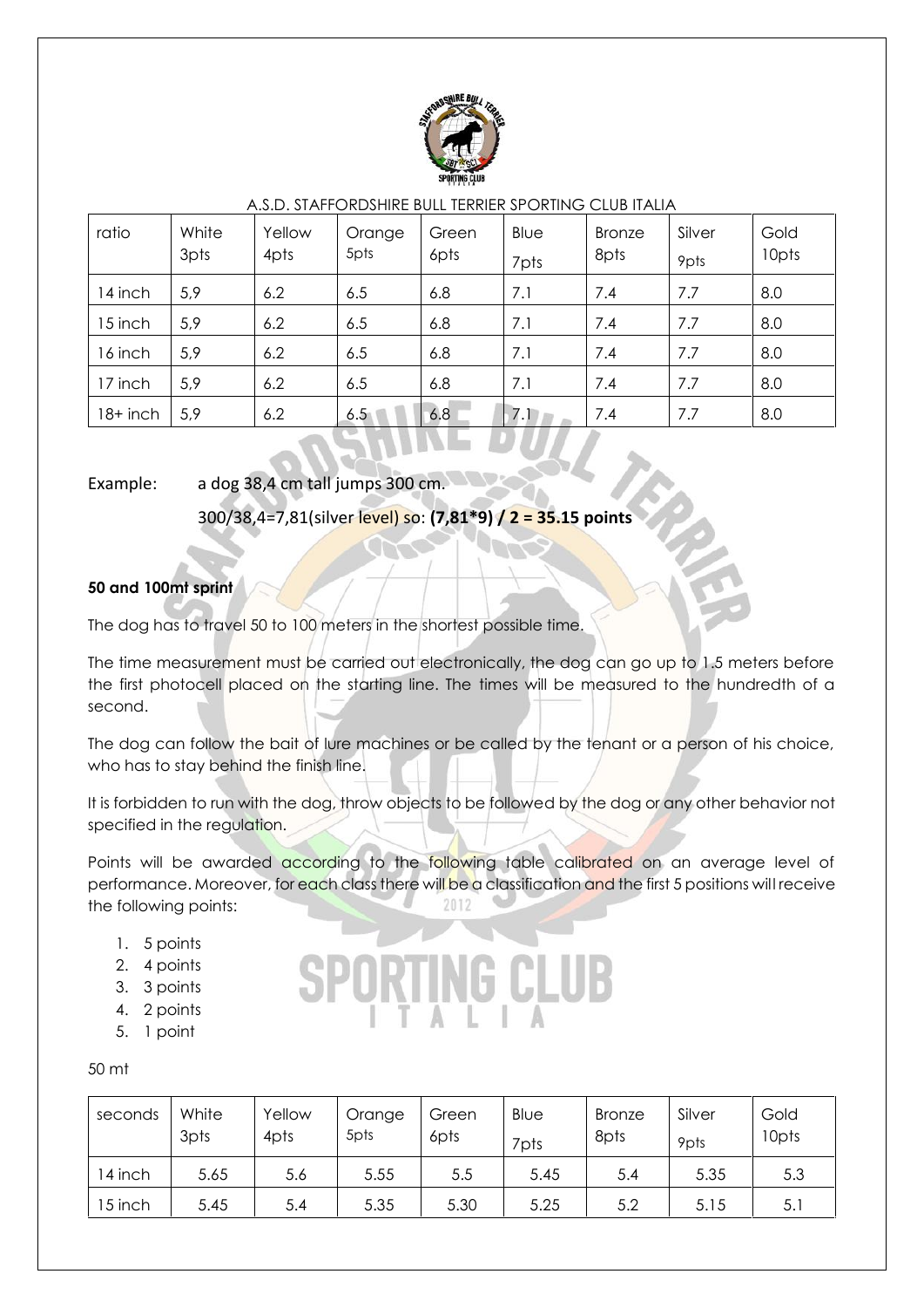A.S.D. STAFFORDSHIRE BULL TERRIER SPORTING CLUB ITALIA

| ratio | White 3pts | Yellow 4pts | Orange 5pts | Green 6pts | Blue 7pts | Bronze 8pts | Silver 9pts | Gold 10pts |
|---|---|---|---|---|---|---|---|---|
| 14 inch | 5,9 | 6.2 | 6.5 | 6.8 | 7.1 | 7.4 | 7.7 | 8.0 |
| 15 inch | 5,9 | 6.2 | 6.5 | 6.8 | 7.1 | 7.4 | 7.7 | 8.0 |
| 16 inch | 5,9 | 6.2 | 6.5 | 6.8 | 7.1 | 7.4 | 7.7 | 8.0 |
| 17 inch | 5,9 | 6.2 | 6.5 | 6.8 | 7.1 | 7.4 | 7.7 | 8.0 |
| 18+ inch | 5,9 | 6.2 | 6.5 | 6.8 | 7.1 | 7.4 | 7.7 | 8.0 |

Example: a dog 38,4 cm tall jumps 300 cm.

300/38,4=7,81(silver level) so: **(7,81*9) / 2 = 35.15 points**

**50 and 100mt sprint**

The dog has to travel 50 to 100 meters in the shortest possible time.

The time measurement must be carried out electronically, the dog can go up to 1.5 meters before the first photocell placed on the starting line. The times will be measured to the hundredth of a second.

The dog can follow the bait of lure machines or be called by the tenant or a person of his choice, who has to stay behind the finish line.

It is forbidden to run with the dog, throw objects to be followed by the dog or any other behavior not specified in the regulation.

Points will be awarded according to the following table calibrated on an average level of performance. Moreover, for each class there will be a classification and the first 5 positions will receive the following points:

1. 5 points
2. 4 points
3. 3 points
4. 2 points
5. 1 point

50 mt

| seconds | White 3pts | Yellow 4pts | Orange 5pts | Green 6pts | Blue 7pts | Bronze 8pts | Silver 9pts | Gold 10pts |
|---|---|---|---|---|---|---|---|---|
| 14 inch | 5.65 | 5.6 | 5.55 | 5.5 | 5.45 | 5.4 | 5.35 | 5.3 |
| 15 inch | 5.45 | 5.4 | 5.35 | 5.30 | 5.25 | 5.2 | 5.15 | 5.1 |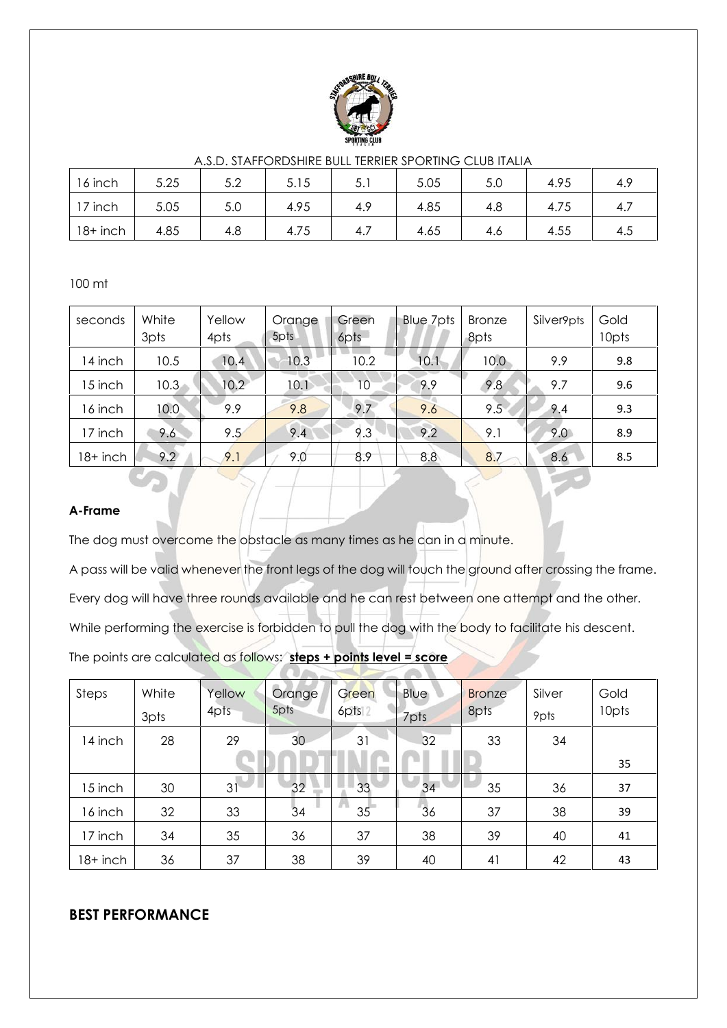A.S.D. STAFFORDSHIRE BULL TERRIER SPORTING CLUB ITALIA

| | | | | | | | | |
|---|---|---|---|---|---|---|---|---|
| 16 inch | 5.25 | 5.2 | 5.15 | 5.1 | 5.05 | 5.0 | 4.95 | 4.9 |
| 17 inch | 5.05 | 5.0 | 4.95 | 4.9 | 4.85 | 4.8 | 4.75 | 4.7 |
| 18+ inch | 4.85 | 4.8 | 4.75 | 4.7 | 4.65 | 4.6 | 4.55 | 4.5 |

100 mt

| seconds | White 3pts | Yellow 4pts | Orange 5pts | Green 6pts | Blue 7pts | Bronze 8pts | Silver9pts | Gold 10pts |
|---|---|---|---|---|---|---|---|---|
| 14 inch | 10.5 | 10.4 | 10.3 | 10.2 | 10.1 | 10.0 | 9.9 | 9.8 |
| 15 inch | 10.3 | 10.2 | 10.1 | 10 | 9.9 | 9.8 | 9.7 | 9.6 |
| 16 inch | 10.0 | 9.9 | 9.8 | 9.7 | 9.6 | 9.5 | 9.4 | 9.3 |
| 17 inch | 9.6 | 9.5 | 9.4 | 9.3 | 9.2 | 9.1 | 9.0 | 8.9 |
| 18+ inch | 9.2 | 9.1 | 9.0 | 8.9 | 8.8 | 8.7 | 8.6 | 8.5 |

**A-Frame**

The dog must overcome the obstacle as many times as he can in a minute.

A pass will be valid whenever the front legs of the dog will touch the ground after crossing the frame.

Every dog will have three rounds available and he can rest between one attempt and the other.

While performing the exercise is forbidden to pull the dog with the body to facilitate his descent.

The points are calculated as follows: **steps + points level = score**

| Steps | White 3pts | Yellow 4pts | Orange 5pts | Green 6pts | Blue 7pts | Bronze 8pts | Silver 9pts | Gold 10pts |
|---|---|---|---|---|---|---|---|---|
| 14 inch | 28 | 29 | 30 | 31 | 32 | 33 | 34 | 35 |
| 15 inch | 30 | 31 | 32 | 33 | 34 | 35 | 36 | 37 |
| 16 inch | 32 | 33 | 34 | 35 | 36 | 37 | 38 | 39 |
| 17 inch | 34 | 35 | 36 | 37 | 38 | 39 | 40 | 41 |
| 18+ inch | 36 | 37 | 38 | 39 | 40 | 41 | 42 | 43 |

## BEST PERFORMANCE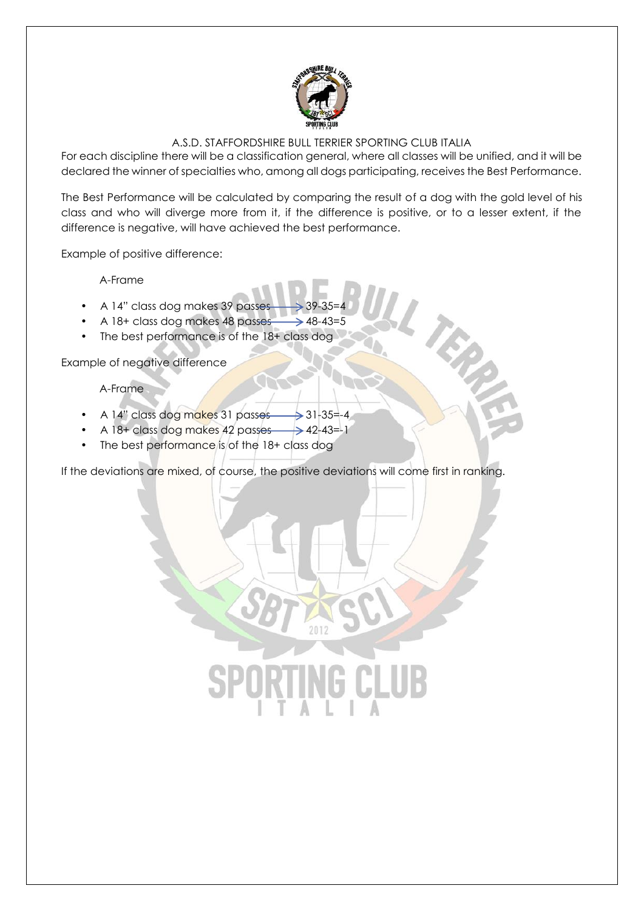A.S.D. STAFFORDSHIRE BULL TERRIER SPORTING CLUB ITALIA

For each discipline there will be a classification general, where all classes will be unified, and it will be declared the winner of specialties who, among all dogs participating, receives the Best Performance.

The Best Performance will be calculated by comparing the result of a dog with the gold level of his class and who will diverge more from it, if the difference is positive, or to a lesser extent, if the difference is negative, will have achieved the best performance.

Example of positive difference:

A-Frame

- A 14" class dog makes 39 passes → 39-35=4
- A 18+ class dog makes 48 passes → 48-43=5
- The best performance is of the 18+ class dog

Example of negative difference

A-Frame

- A 14" class dog makes 31 passes → 31-35=-4
- A 18+ class dog makes 42 passes → 42-43=-1
- The best performance is of the 18+ class dog

If the deviations are mixed, of course, the positive deviations will come first in ranking.